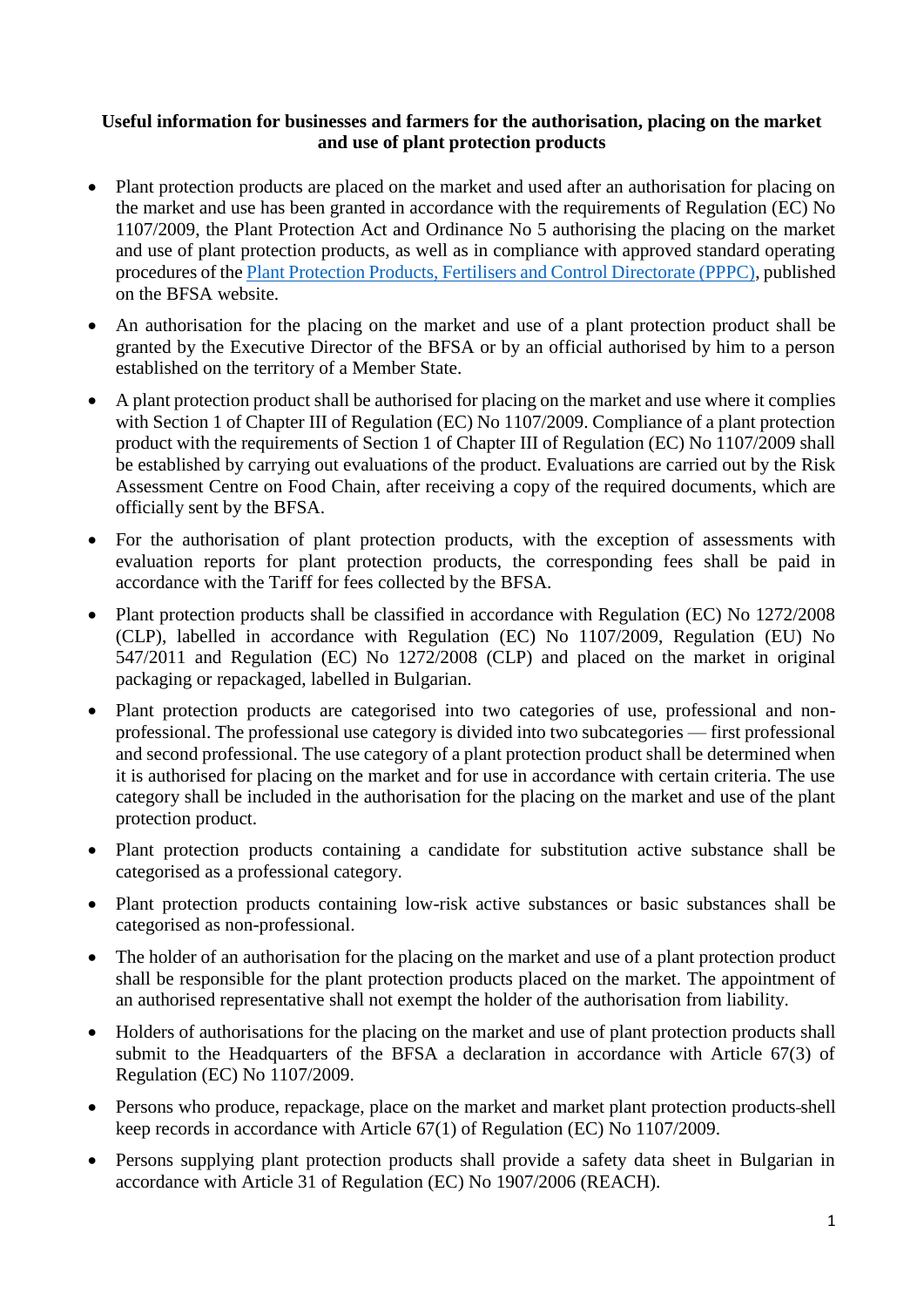**Useful information for businesses and farmers for the authorisation, placing on the market and use of plant protection products**

- Plant protection products are placed on the market and used after an authorisation for placing on the market and use has been granted in accordance with the requirements of Regulation (EC) No 1107/2009, the Plant Protection Act and Ordinance No 5 authorising the placing on the market and use of plant protection products, as well as in compliance with approved standard operating procedures of the [Plant Protection Products, Fertilisers and Control Directorate (PPPC)](), published on the BFSA website.

- An authorisation for the placing on the market and use of a plant protection product shall be granted by the Executive Director of the BFSA or by an official authorised by him to a person established on the territory of a Member State.

- A plant protection product shall be authorised for placing on the market and use where it complies with Section 1 of Chapter III of Regulation (EC) No 1107/2009. Compliance of a plant protection product with the requirements of Section 1 of Chapter III of Regulation (EC) No 1107/2009 shall be established by carrying out evaluations of the product. Evaluations are carried out by the Risk Assessment Centre on Food Chain, after receiving a copy of the required documents, which are officially sent by the BFSA.

- For the authorisation of plant protection products, with the exception of assessments with evaluation reports for plant protection products, the corresponding fees shall be paid in accordance with the Tariff for fees collected by the BFSA.

- Plant protection products shall be classified in accordance with Regulation (EC) No 1272/2008 (CLP), labelled in accordance with Regulation (EC) No 1107/2009, Regulation (EU) No 547/2011 and Regulation (EC) No 1272/2008 (CLP) and placed on the market in original packaging or repackaged, labelled in Bulgarian.

- Plant protection products are categorised into two categories of use, professional and non-professional. The professional use category is divided into two subcategories — first professional and second professional. The use category of a plant protection product shall be determined when it is authorised for placing on the market and for use in accordance with certain criteria. The use category shall be included in the authorisation for the placing on the market and use of the plant protection product.

- Plant protection products containing a candidate for substitution active substance shall be categorised as a professional category.

- Plant protection products containing low-risk active substances or basic substances shall be categorised as non-professional.

- The holder of an authorisation for the placing on the market and use of a plant protection product shall be responsible for the plant protection products placed on the market. The appointment of an authorised representative shall not exempt the holder of the authorisation from liability.

- Holders of authorisations for the placing on the market and use of plant protection products shall submit to the Headquarters of the BFSA a declaration in accordance with Article 67(3) of Regulation (EC) No 1107/2009.

- Persons who produce, repackage, place on the market and market plant protection products shell keep records in accordance with Article 67(1) of Regulation (EC) No 1107/2009.

- Persons supplying plant protection products shall provide a safety data sheet in Bulgarian in accordance with Article 31 of Regulation (EC) No 1907/2006 (REACH).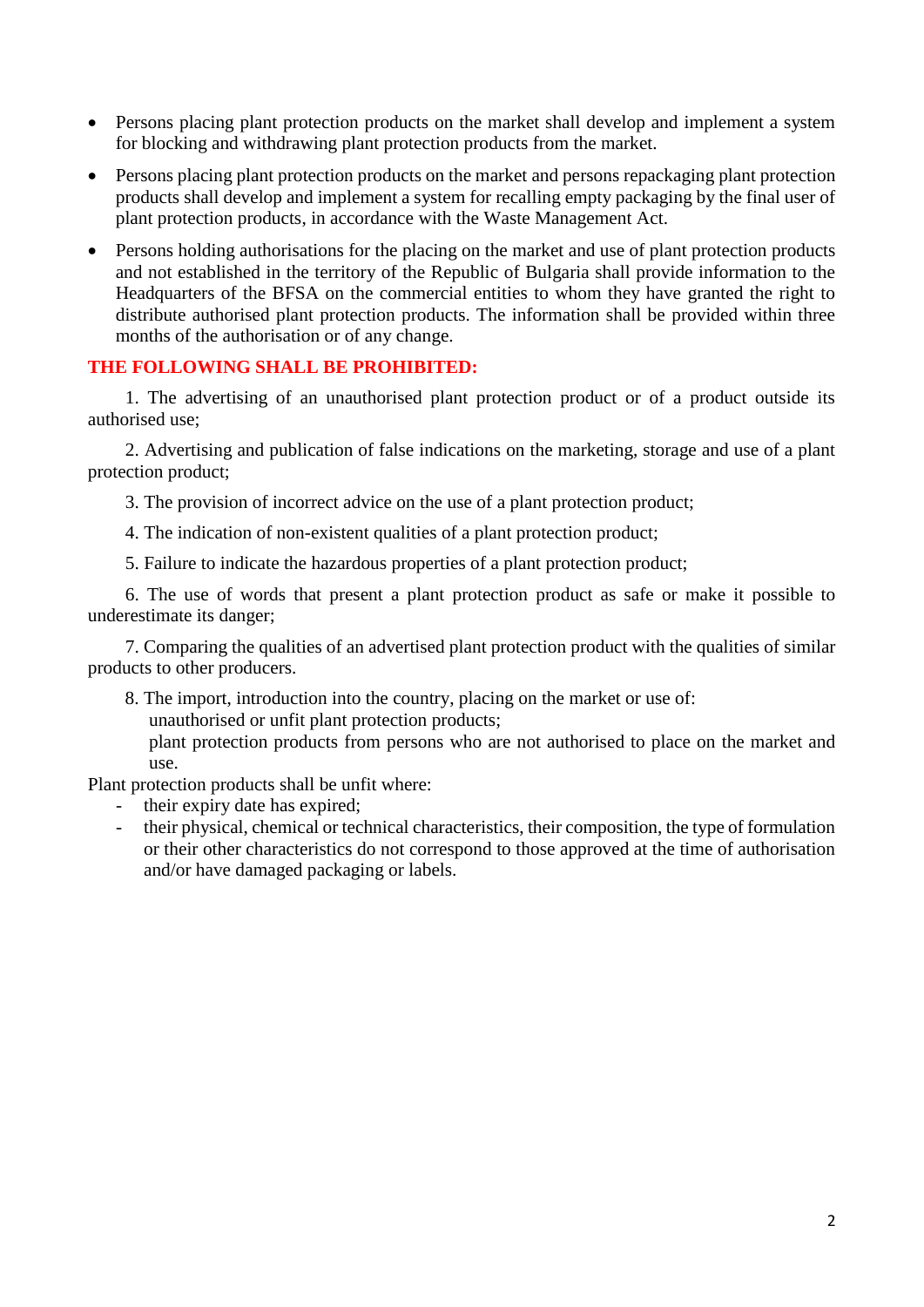- Persons placing plant protection products on the market shall develop and implement a system for blocking and withdrawing plant protection products from the market.
- Persons placing plant protection products on the market and persons repackaging plant protection products shall develop and implement a system for recalling empty packaging by the final user of plant protection products, in accordance with the Waste Management Act.
- Persons holding authorisations for the placing on the market and use of plant protection products and not established in the territory of the Republic of Bulgaria shall provide information to the Headquarters of the BFSA on the commercial entities to whom they have granted the right to distribute authorised plant protection products. The information shall be provided within three months of the authorisation or of any change.

**THE FOLLOWING SHALL BE PROHIBITED:**

1. The advertising of an unauthorised plant protection product or of a product outside its authorised use;

2. Advertising and publication of false indications on the marketing, storage and use of a plant protection product;

3. The provision of incorrect advice on the use of a plant protection product;

4. The indication of non-existent qualities of a plant protection product;

5. Failure to indicate the hazardous properties of a plant protection product;

6. The use of words that present a plant protection product as safe or make it possible to underestimate its danger;

7. Comparing the qualities of an advertised plant protection product with the qualities of similar products to other producers.

8. The import, introduction into the country, placing on the market or use of:
   unauthorised or unfit plant protection products;
   plant protection products from persons who are not authorised to place on the market and use.

Plant protection products shall be unfit where:

- their expiry date has expired;
- their physical, chemical or technical characteristics, their composition, the type of formulation or their other characteristics do not correspond to those approved at the time of authorisation and/or have damaged packaging or labels.